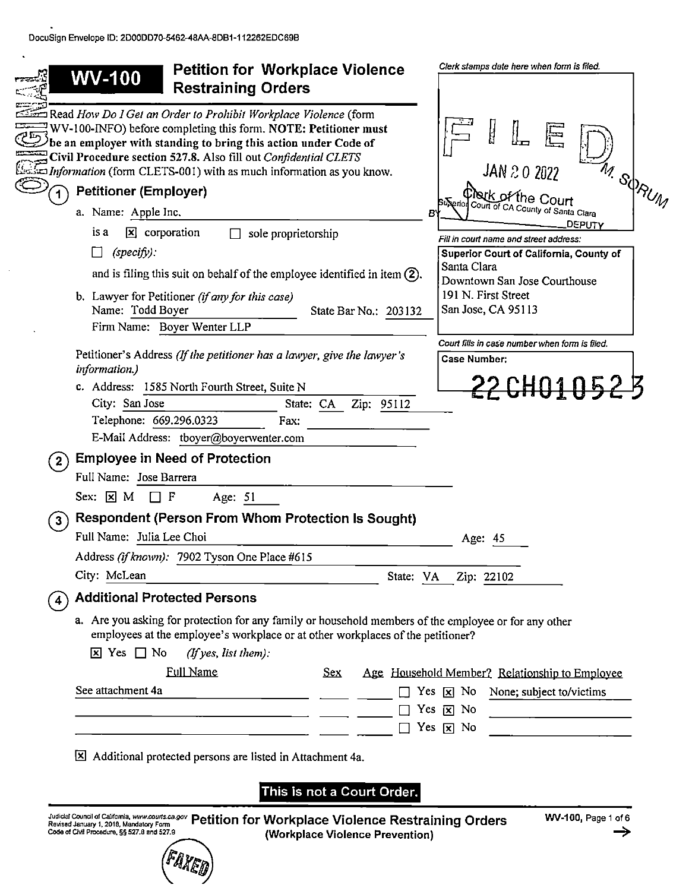DocuSign Envelope ID: 2D00DD70-5462-48AA-8DB1-112262EDC69B

# WV-100 Petition for Workplace Violence Restraining Orders

Clerk stamps date here when form is filed.

FILED
JAN 20 2022
Clerk of the Court
Superior Court of CA County of Santa Clara
BY M. SORUM DEPUTY

Fill in court name and street address:

**Superior Court of California, County of Santa Clara**
Downtown San Jose Courthouse
191 N. First Street
San Jose, CA 95113

Court fills in case number when form is filed.

**Case Number:**
22CH010523

Read *How Do I Get an Order to Prohibit Workplace Violence* (form WV-100-INFO) before completing this form. **NOTE: Petitioner must be an employer with standing to bring this action under Code of Civil Procedure section 527.8.** Also fill out *Confidential CLETS Information* (form CLETS-001) with as much information as you know.

## 1 Petitioner (Employer)

a. Name: Apple Inc.

is a [x] corporation [ ] sole proprietorship

[ ] *(specify)*:

and is filing this suit on behalf of the employee identified in item (2).

b. Lawyer for Petitioner *(if any for this case)*
Name: Todd Boyer State Bar No.: 203132
Firm Name: Boyer Wenter LLP

Petitioner's Address *(If the petitioner has a lawyer, give the lawyer's information.)*

c. Address: 1585 North Fourth Street, Suite N
City: San Jose State: CA Zip: 95112
Telephone: 669.296.0323 Fax:
E-Mail Address: tboyer@boyerwenter.com

## 2 Employee in Need of Protection

Full Name: Jose Barrera

Sex: [x] M [ ] F Age: 51

## 3 Respondent (Person From Whom Protection Is Sought)

Full Name: Julia Lee Choi Age: 45

Address *(if known)*: 7902 Tyson One Place #615

City: McLean State: VA Zip: 22102

## 4 Additional Protected Persons

a. Are you asking for protection for any family or household members of the employee or for any other employees at the employee's workplace or at other workplaces of the petitioner?

[x] Yes [ ] No *(If yes, list them)*:

| Full Name | Sex | Age | Household Member? | Relationship to Employee |
|---|---|---|---|---|
| See attachment 4a | | | [ ] Yes [x] No | None; subject to/victims |
| | | | [ ] Yes [x] No | |
| | | | [ ] Yes [x] No | |

[x] Additional protected persons are listed in Attachment 4a.

**This is not a Court Order.**

Judicial Council of California, www.courts.ca.gov
Revised January 1, 2018, Mandatory Form
Code of Civil Procedure, §§ 527.8 and 527.9

**Petition for Workplace Violence Restraining Orders**
**(Workplace Violence Prevention)**

FAXED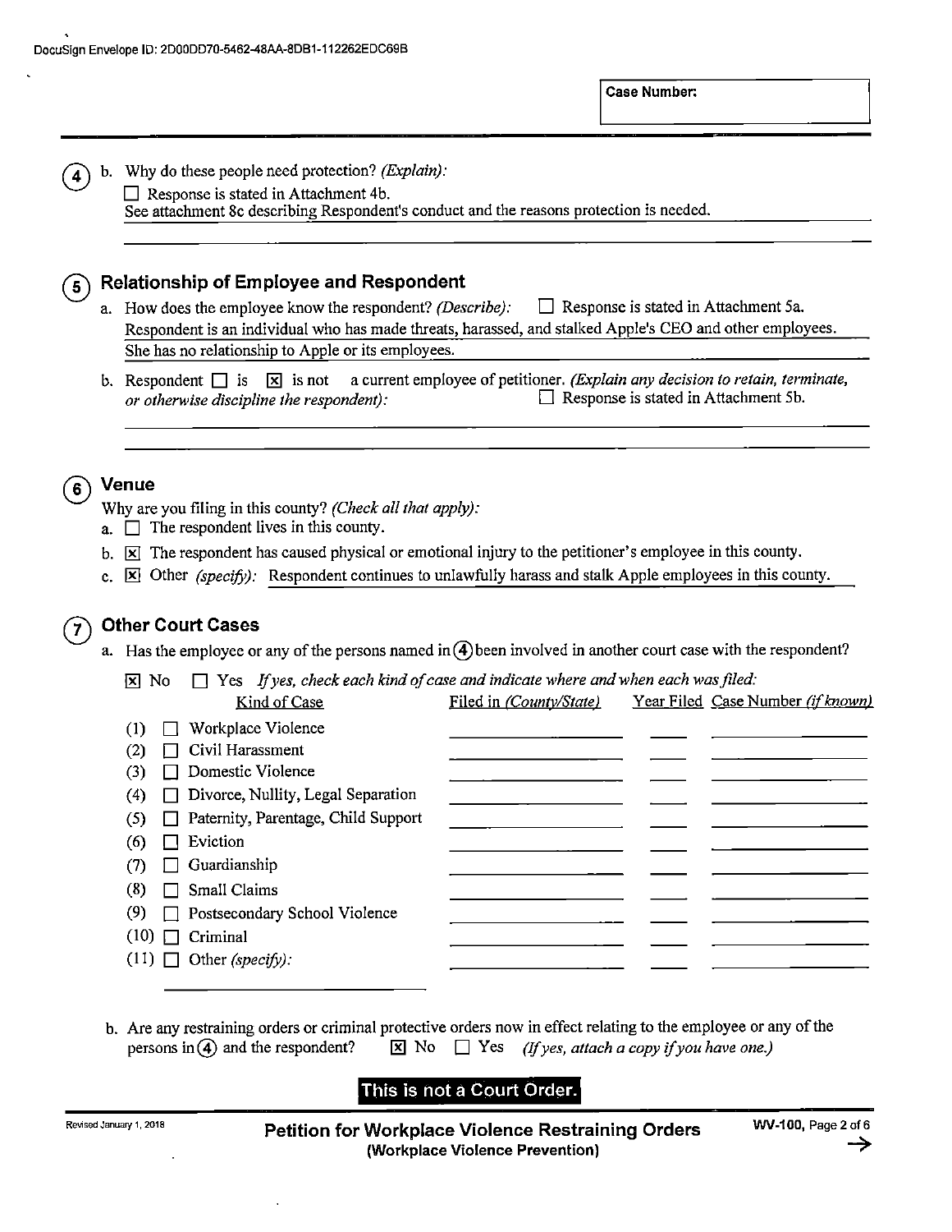DocuSign Envelope ID: 2D00DD70-5462-48AA-8DB1-112262EDC69B

Case Number:

(4) b. Why do these people need protection? *(Explain):*

☐ Response is stated in Attachment 4b.

See attachment 8c describing Respondent's conduct and the reasons protection is needed.

## (5) Relationship of Employee and Respondent

a. How does the employee know the respondent? *(Describe):* ☐ Response is stated in Attachment 5a.

Respondent is an individual who has made threats, harassed, and stalked Apple's CEO and other employees. She has no relationship to Apple or its employees.

b. Respondent ☐ is ☒ is not a current employee of petitioner. *(Explain any decision to retain, terminate, or otherwise discipline the respondent):* ☐ Response is stated in Attachment 5b.

## (6) Venue

Why are you filing in this county? *(Check all that apply):*

a. ☐ The respondent lives in this county.

b. ☒ The respondent has caused physical or emotional injury to the petitioner's employee in this county.

c. ☒ Other *(specify):* Respondent continues to unlawfully harass and stalk Apple employees in this county.

## (7) Other Court Cases

a. Has the employee or any of the persons named in (4) been involved in another court case with the respondent?

☒ No ☐ Yes *If yes, check each kind of case and indicate where and when each was filed:*

| | Kind of Case | Filed in *(County/State)* | Year Filed | Case Number *(if known)* |
|---|---|---|---|---|
| (1) | ☐ Workplace Violence | | | |
| (2) | ☐ Civil Harassment | | | |
| (3) | ☐ Domestic Violence | | | |
| (4) | ☐ Divorce, Nullity, Legal Separation | | | |
| (5) | ☐ Paternity, Parentage, Child Support | | | |
| (6) | ☐ Eviction | | | |
| (7) | ☐ Guardianship | | | |
| (8) | ☐ Small Claims | | | |
| (9) | ☐ Postsecondary School Violence | | | |
| (10) | ☐ Criminal | | | |
| (11) | ☐ Other *(specify):* | | | |

b. Are any restraining orders or criminal protective orders now in effect relating to the employee or any of the persons in (4) and the respondent? ☒ No ☐ Yes *(If yes, attach a copy if you have one.)*

**This is not a Court Order.**

Revised January 1, 2018

**Petition for Workplace Violence Restraining Orders**
**(Workplace Violence Prevention)**

**WV-100,** Page 2 of 6 →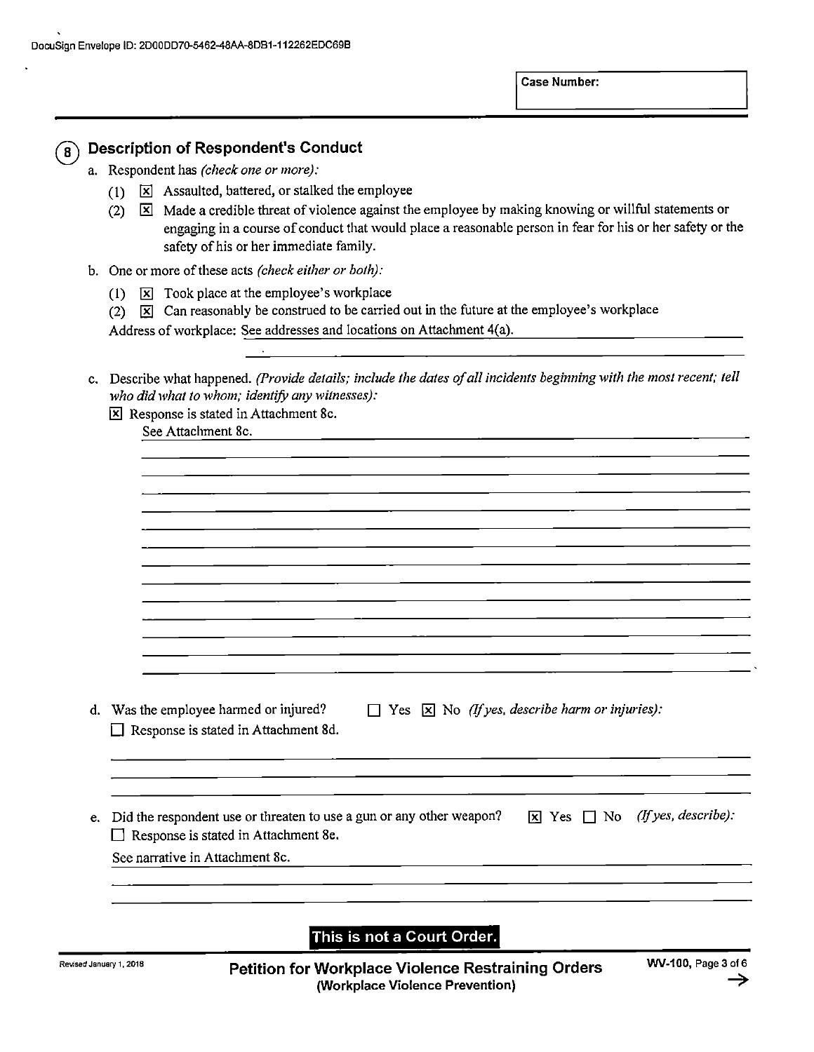DocuSign Envelope ID: 2D00DD70-5462-48AA-8DB1-112262EDC69B

Case Number:

## 8 Description of Respondent's Conduct

a. Respondent has *(check one or more):*

(1) ☒ Assaulted, battered, or stalked the employee

(2) ☒ Made a credible threat of violence against the employee by making knowing or willful statements or engaging in a course of conduct that would place a reasonable person in fear for his or her safety or the safety of his or her immediate family.

b. One or more of these acts *(check either or both):*

(1) ☒ Took place at the employee's workplace

(2) ☒ Can reasonably be construed to be carried out in the future at the employee's workplace

Address of workplace: See addresses and locations on Attachment 4(a).

c. Describe what happened. *(Provide details; include the dates of all incidents beginning with the most recent; tell who did what to whom; identify any witnesses):*

☒ Response is stated in Attachment 8c.

See Attachment 8c.

d. Was the employee harmed or injured? ☐ Yes ☒ No *(If yes, describe harm or injuries):*

☐ Response is stated in Attachment 8d.

e. Did the respondent use or threaten to use a gun or any other weapon? ☒ Yes ☐ No *(If yes, describe):*

☐ Response is stated in Attachment 8e.

See narrative in Attachment 8c.

**This is not a Court Order.**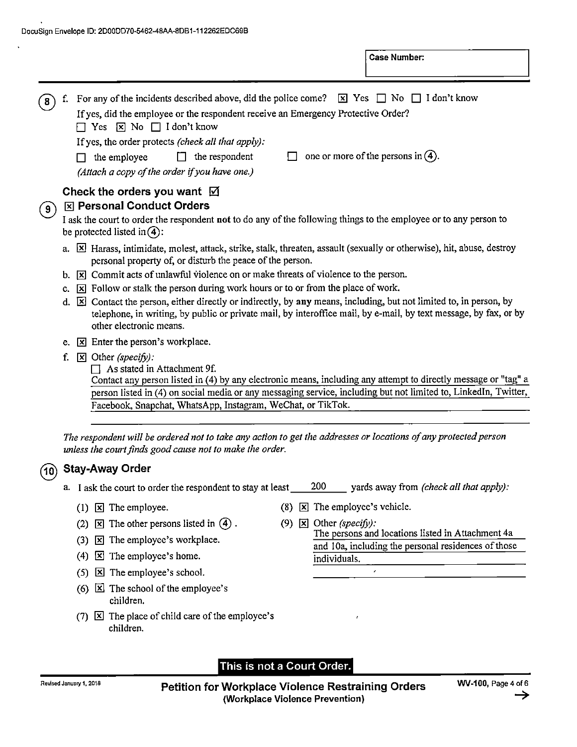DocuSign Envelope ID: 2D00DD70-5462-48AA-8DB1-112262EDC69B

**Case Number:**

(8) f. For any of the incidents described above, did the police come? ☒ Yes ☐ No ☐ I don't know

If yes, did the employee or the respondent receive an Emergency Protective Order?

☐ Yes ☒ No ☐ I don't know

If yes, the order protects *(check all that apply):*

☐ the employee ☐ the respondent ☐ one or more of the persons in (4).

*(Attach a copy of the order if you have one.)*

## Check the orders you want ☑

## (9) ☒ Personal Conduct Orders

I ask the court to order the respondent **not** to do any of the following things to the employee or to any person to be protected listed in (4):

a. ☒ Harass, intimidate, molest, attack, strike, stalk, threaten, assault (sexually or otherwise), hit, abuse, destroy personal property of, or disturb the peace of the person.

b. ☒ Commit acts of unlawful violence on or make threats of violence to the person.

c. ☒ Follow or stalk the person during work hours or to or from the place of work.

d. ☒ Contact the person, either directly or indirectly, by **any** means, including, but not limited to, in person, by telephone, in writing, by public or private mail, by interoffice mail, by e-mail, by text message, by fax, or by other electronic means.

e. ☒ Enter the person's workplace.

f. ☒ Other *(specify):*

☐ As stated in Attachment 9f.

Contact any person listed in (4) by any electronic means, including any attempt to directly message or "tag" a person listed in (4) on social media or any messaging service, including but not limited to, LinkedIn, Twitter, Facebook, Snapchat, WhatsApp, Instagram, WeChat, or TikTok.

*The respondent will be ordered not to take any action to get the addresses or locations of any protected person unless the court finds good cause not to make the order.*

## (10) Stay-Away Order

a. I ask the court to order the respondent to stay at least 200 yards away from *(check all that apply):*

(1) ☒ The employee.

(2) ☒ The other persons listed in (4).

(3) ☒ The employee's workplace.

(4) ☒ The employee's home.

(5) ☒ The employee's school.

(6) ☒ The school of the employee's children.

(7) ☒ The place of child care of the employee's children.

(8) ☒ The employee's vehicle.

(9) ☒ Other *(specify):*
The persons and locations listed in Attachment 4a and 10a, including the personal residences of those individuals.

**This is not a Court Order.**

Revised January 1, 2018

**Petition for Workplace Violence Restraining Orders**
**(Workplace Violence Prevention)**

**WV-100**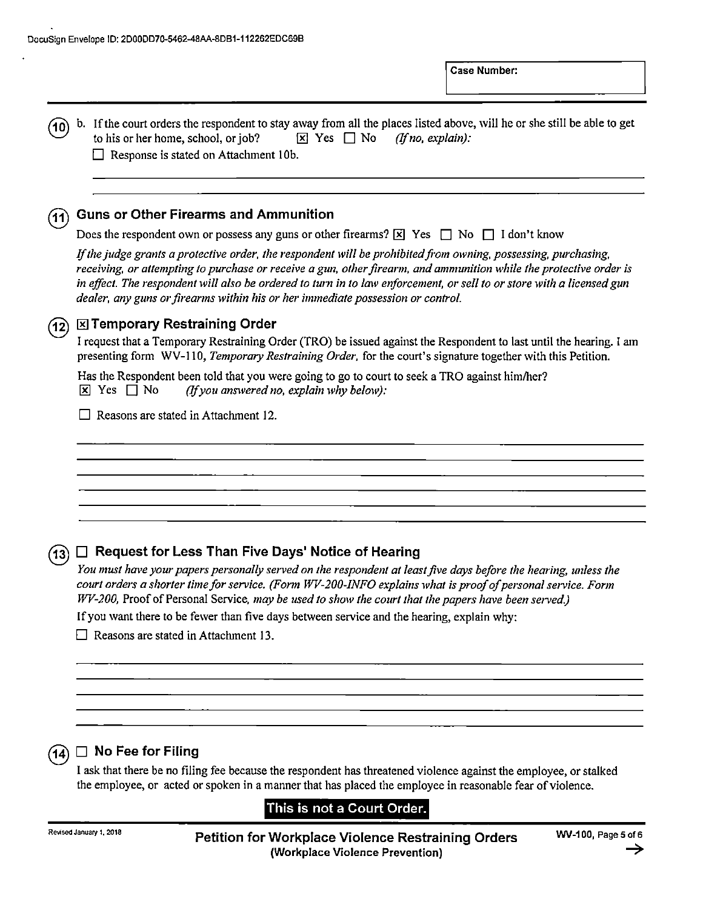DocuSign Envelope ID: 2D00DD70-5462-48AA-8DB1-112262EDC69B

**Case Number:**

(10) b. If the court orders the respondent to stay away from all the places listed above, will he or she still be able to get to his or her home, school, or job? ☒ Yes ☐ No *(If no, explain):*

☐ Response is stated on Attachment 10b.

## (11) Guns or Other Firearms and Ammunition

Does the respondent own or possess any guns or other firearms? ☒ Yes ☐ No ☐ I don't know

*If the judge grants a protective order, the respondent will be prohibited from owning, possessing, purchasing, receiving, or attempting to purchase or receive a gun, other firearm, and ammunition while the protective order is in effect. The respondent will also be ordered to turn in to law enforcement, or sell to or store with a licensed gun dealer, any guns or firearms within his or her immediate possession or control.*

## (12) ☒ Temporary Restraining Order

I request that a Temporary Restraining Order (TRO) be issued against the Respondent to last until the hearing. I am presenting form WV-110, *Temporary Restraining Order,* for the court's signature together with this Petition.

Has the Respondent been told that you were going to go to court to seek a TRO against him/her?
☒ Yes ☐ No *(If you answered no, explain why below):*

☐ Reasons are stated in Attachment 12.

## (13) ☐ Request for Less Than Five Days' Notice of Hearing

*You must have your papers personally served on the respondent at least five days before the hearing, unless the court orders a shorter time for service. (Form WV-200-INFO explains what is proof of personal service. Form WV-200,* Proof of Personal Service, *may be used to show the court that the papers have been served.)*

If you want there to be fewer than five days between service and the hearing, explain why:

☐ Reasons are stated in Attachment 13.

## (14) ☐ No Fee for Filing

I ask that there be no filing fee because the respondent has threatened violence against the employee, or stalked the employee, or acted or spoken in a manner that has placed the employee in reasonable fear of violence.

**This is not a Court Order.**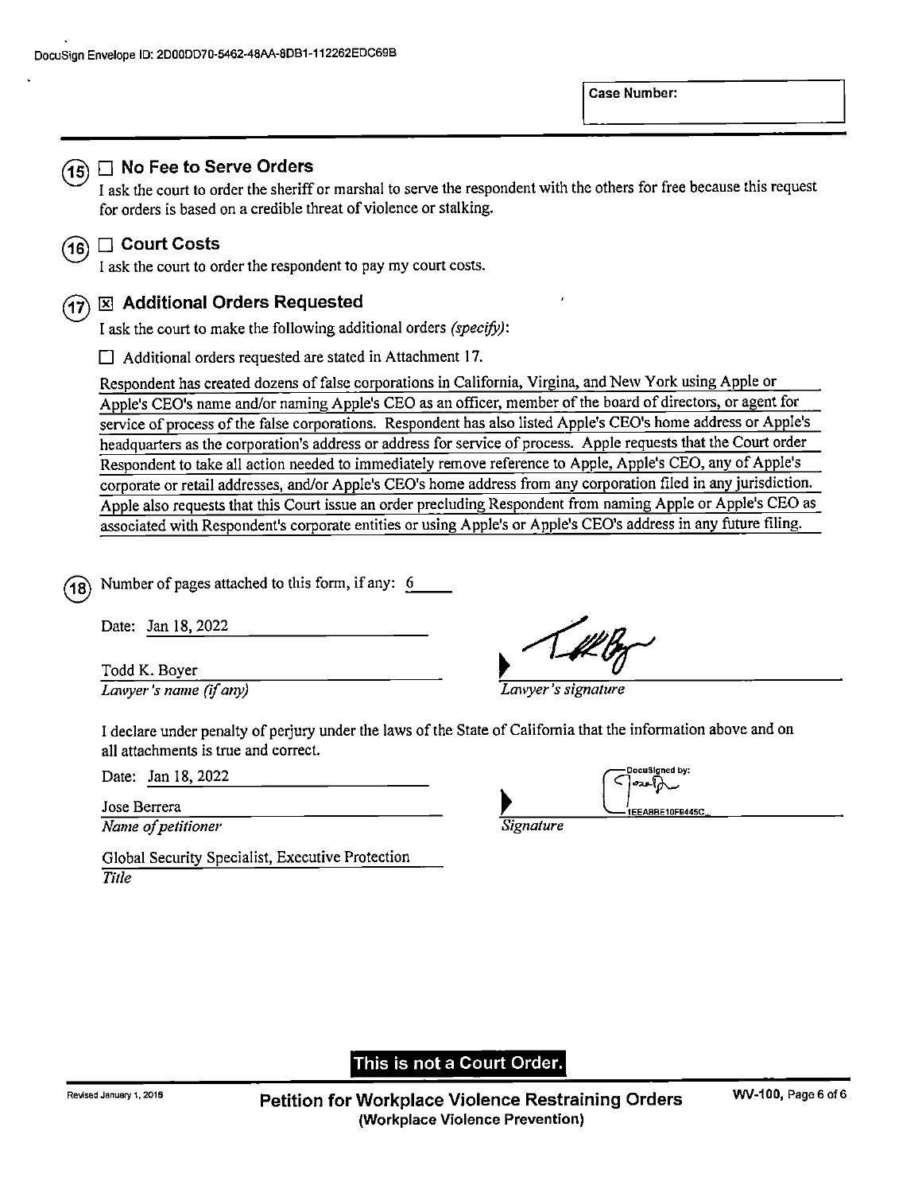DocuSign Envelope ID: 2D00DD70-5462-48AA-8DB1-112262EDC69B

Case Number:

**(15) ☐ No Fee to Serve Orders**

I ask the court to order the sheriff or marshal to serve the respondent with the others for free because this request for orders is based on a credible threat of violence or stalking.

**(16) ☐ Court Costs**

I ask the court to order the respondent to pay my court costs.

**(17) ☒ Additional Orders Requested**

I ask the court to make the following additional orders *(specify)*:

☐ Additional orders requested are stated in Attachment 17.

Respondent has created dozens of false corporations in California, Virgina, and New York using Apple or Apple's CEO's name and/or naming Apple's CEO as an officer, member of the board of directors, or agent for service of process of the false corporations. Respondent has also listed Apple's CEO's home address or Apple's headquarters as the corporation's address or address for service of process. Apple requests that the Court order Respondent to take all action needed to immediately remove reference to Apple, Apple's CEO, any of Apple's corporate or retail addresses, and/or Apple's CEO's home address from any corporation filed in any jurisdiction. Apple also requests that this Court issue an order precluding Respondent from naming Apple or Apple's CEO as associated with Respondent's corporate entities or using Apple's or Apple's CEO's address in any future filing.

**(18)** Number of pages attached to this form, if any: 6

Date: Jan 18, 2022

Todd K. Boyer
*Lawyer's name (if any)*

*Lawyer's signature*

I declare under penalty of perjury under the laws of the State of California that the information above and on all attachments is true and correct.

Date: Jan 18, 2022

Jose Berrera
*Name of petitioner*

DocuSigned by:
1EEABBE10F8445C...
*Signature*

Global Security Specialist, Executive Protection
*Title*

**This is not a Court Order.**

Revised January 1, 2018

**Petition for Workplace Violence Restraining Orders**
**(Workplace Violence Prevention)**

WV-100, Page 6 of 6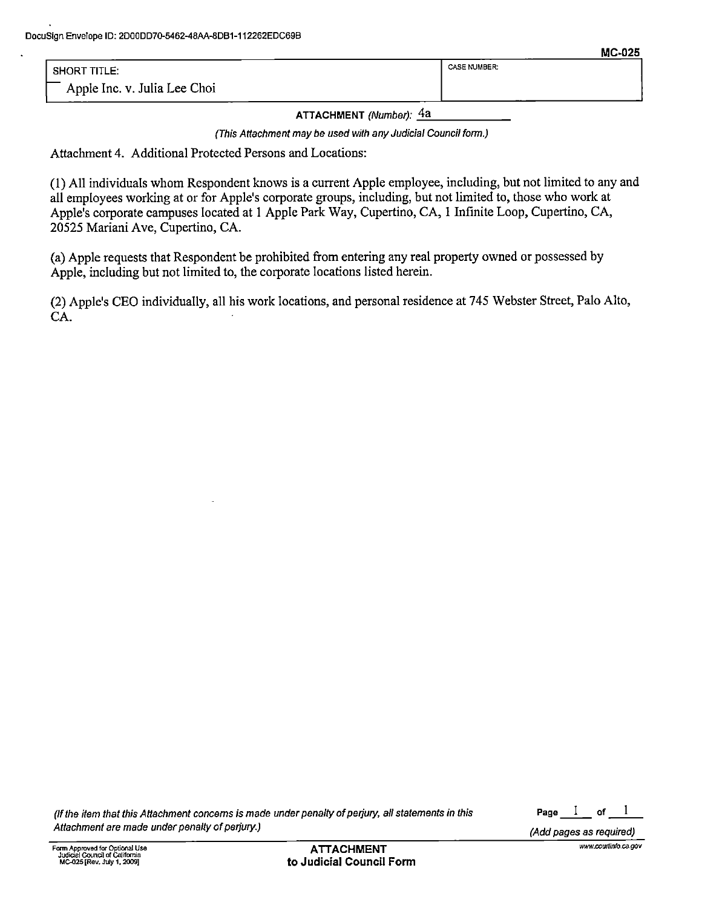DocuSign Envelope ID: 2D00DD70-5462-48AA-8DB1-112262EDC69B

MC-025

| SHORT TITLE: | CASE NUMBER: |
|---|---|
| Apple Inc. v. Julia Lee Choi | |

**ATTACHMENT** *(Number)*: 4a

*(This Attachment may be used with any Judicial Council form.)*

Attachment 4. Additional Protected Persons and Locations:

(1) All individuals whom Respondent knows is a current Apple employee, including, but not limited to any and all employees working at or for Apple's corporate groups, including, but not limited to, those who work at Apple's corporate campuses located at 1 Apple Park Way, Cupertino, CA, 1 Infinite Loop, Cupertino, CA, 20525 Mariani Ave, Cupertino, CA.

(a) Apple requests that Respondent be prohibited from entering any real property owned or possessed by Apple, including but not limited to, the corporate locations listed herein.

(2) Apple's CEO individually, all his work locations, and personal residence at 745 Webster Street, Palo Alto, CA.

*(If the item that this Attachment concerns is made under penalty of perjury, all statements in this Attachment are made under penalty of perjury.)*

Page 1 of 1

*(Add pages as required)*

Form Approved for Optional Use
Judicial Council of California
MC-025 [Rev. July 1, 2009]

**ATTACHMENT**
**to Judicial Council Form**

www.courtinfo.ca.gov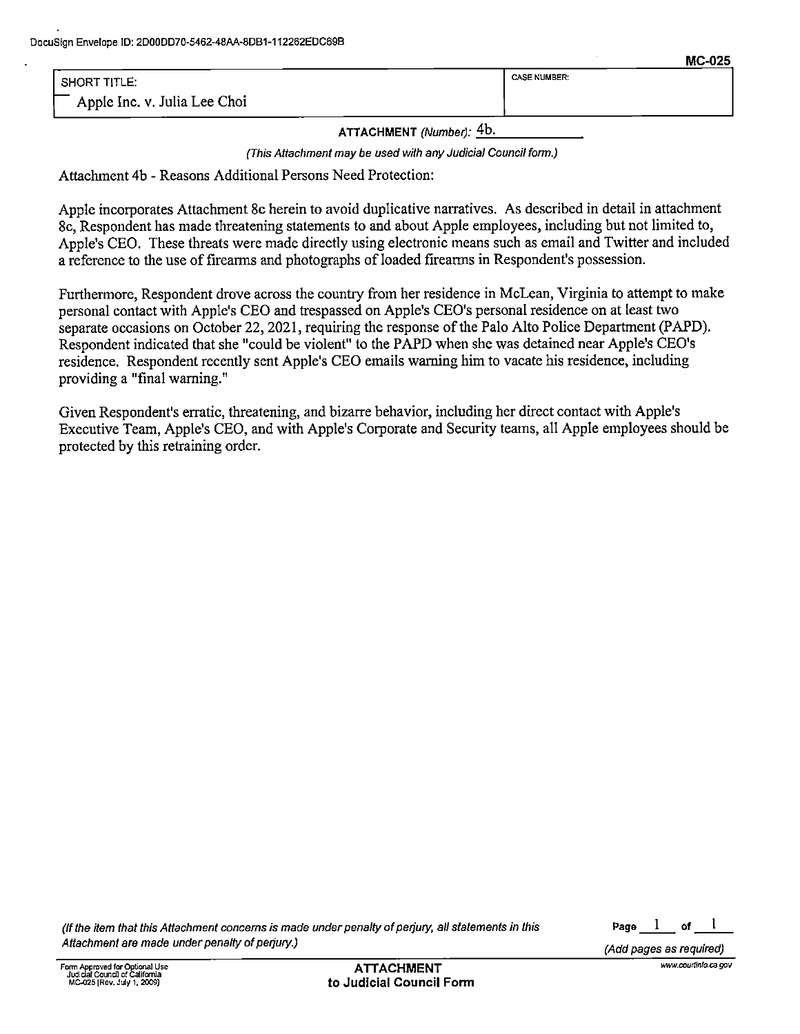DocuSign Envelope ID: 2D00DD70-5462-48AA-8DB1-112262EDC69B

MC-025

| SHORT TITLE: | CASE NUMBER: |
| --- | --- |
| Apple Inc. v. Julia Lee Choi | |

**ATTACHMENT** *(Number)*: 4b.

*(This Attachment may be used with any Judicial Council form.)*

Attachment 4b - Reasons Additional Persons Need Protection:

Apple incorporates Attachment 8c herein to avoid duplicative narratives. As described in detail in attachment 8c, Respondent has made threatening statements to and about Apple employees, including but not limited to, Apple's CEO. These threats were made directly using electronic means such as email and Twitter and included a reference to the use of firearms and photographs of loaded firearms in Respondent's possession.

Furthermore, Respondent drove across the country from her residence in McLean, Virginia to attempt to make personal contact with Apple's CEO and trespassed on Apple's CEO's personal residence on at least two separate occasions on October 22, 2021, requiring the response of the Palo Alto Police Department (PAPD). Respondent indicated that she "could be violent" to the PAPD when she was detained near Apple's CEO's residence. Respondent recently sent Apple's CEO emails warning him to vacate his residence, including providing a "final warning."

Given Respondent's erratic, threatening, and bizarre behavior, including her direct contact with Apple's Executive Team, Apple's CEO, and with Apple's Corporate and Security teams, all Apple employees should be protected by this retraining order.

*(If the item that this Attachment concerns is made under penalty of perjury, all statements in this Attachment are made under penalty of perjury.)*

Page 1 of 1

*(Add pages as required)*

Form Approved for Optional Use
Judicial Council of California
MC-025 [Rev. July 1, 2009]

**ATTACHMENT**
**to Judicial Council Form**

www.courtinfo.ca.gov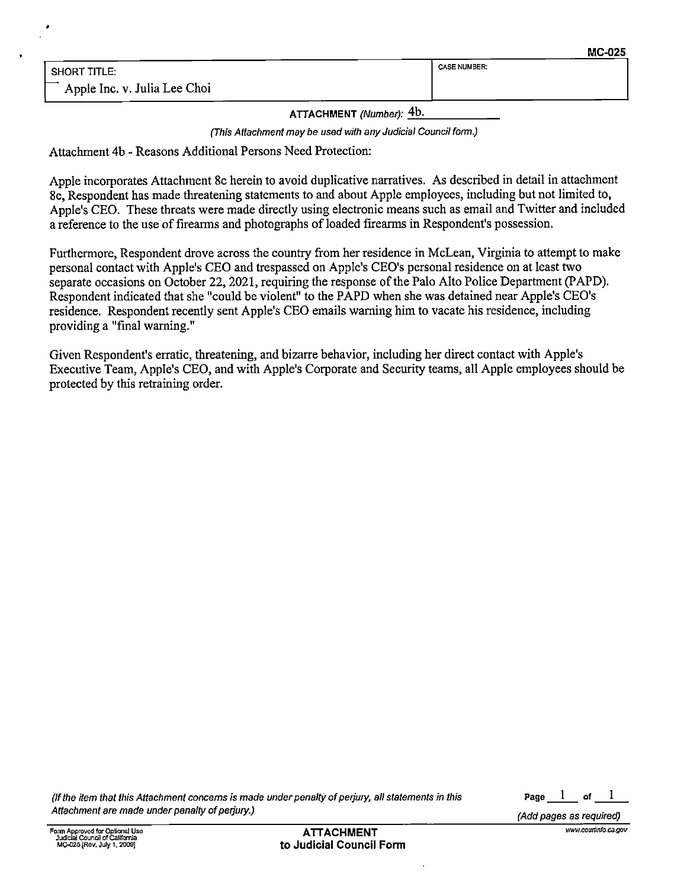MC-025

| SHORT TITLE: | CASE NUMBER: |
| --- | --- |
| Apple Inc. v. Julia Lee Choi | |

**ATTACHMENT** *(Number)*: 4b.

*(This Attachment may be used with any Judicial Council form.)*

Attachment 4b - Reasons Additional Persons Need Protection:

Apple incorporates Attachment 8c herein to avoid duplicative narratives. As described in detail in attachment 8c, Respondent has made threatening statements to and about Apple employees, including but not limited to, Apple's CEO. These threats were made directly using electronic means such as email and Twitter and included a reference to the use of firearms and photographs of loaded firearms in Respondent's possession.

Furthermore, Respondent drove across the country from her residence in McLean, Virginia to attempt to make personal contact with Apple's CEO and trespassed on Apple's CEO's personal residence on at least two separate occasions on October 22, 2021, requiring the response of the Palo Alto Police Department (PAPD). Respondent indicated that she "could be violent" to the PAPD when she was detained near Apple's CEO's residence. Respondent recently sent Apple's CEO emails warning him to vacate his residence, including providing a "final warning."

Given Respondent's erratic, threatening, and bizarre behavior, including her direct contact with Apple's Executive Team, Apple's CEO, and with Apple's Corporate and Security teams, all Apple employees should be protected by this retraining order.

*(If the item that this Attachment concerns is made under penalty of perjury, all statements in this Attachment are made under penalty of perjury.)*

Page 1 of 1

*(Add pages as required)*

Form Approved for Optional Use
Judicial Council of California
MC-025 [Rev. July 1, 2009]

**ATTACHMENT to Judicial Council Form**

www.courtinfo.ca.gov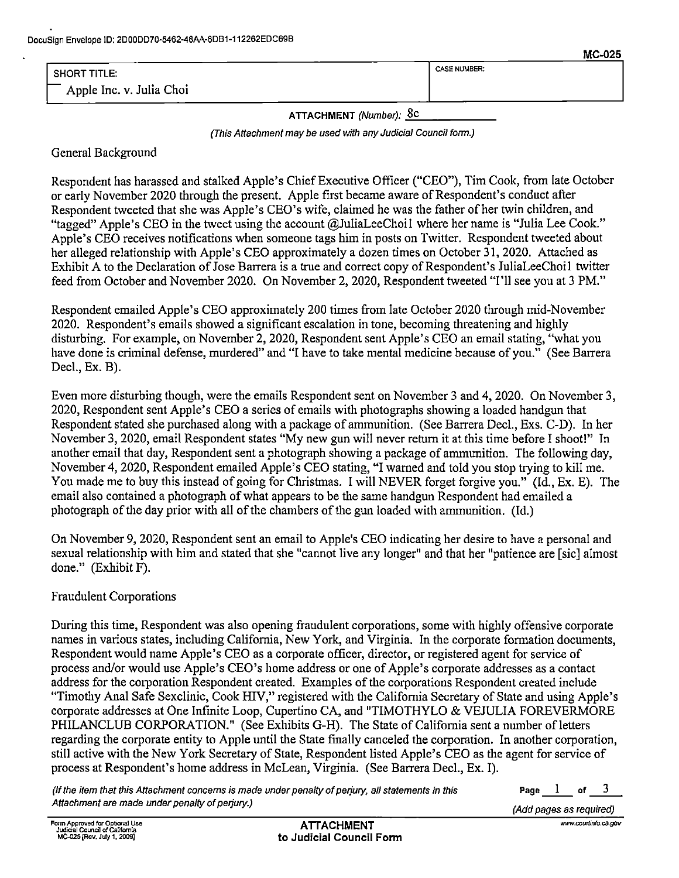DocuSign Envelope ID: 2D00DD70-5462-48AA-8DB1-112262EDC69B

MC-025

| SHORT TITLE: | CASE NUMBER: |
| --- | --- |
| Apple Inc. v. Julia Choi | |

**ATTACHMENT** *(Number)*: 8c

*(This Attachment may be used with any Judicial Council form.)*

General Background

Respondent has harassed and stalked Apple's Chief Executive Officer ("CEO"), Tim Cook, from late October or early November 2020 through the present. Apple first became aware of Respondent's conduct after Respondent tweeted that she was Apple's CEO's wife, claimed he was the father of her twin children, and "tagged" Apple's CEO in the tweet using the account @JuliaLeeChoi1 where her name is "Julia Lee Cook." Apple's CEO receives notifications when someone tags him in posts on Twitter. Respondent tweeted about her alleged relationship with Apple's CEO approximately a dozen times on October 31, 2020. Attached as Exhibit A to the Declaration of Jose Barrera is a true and correct copy of Respondent's JuliaLeeChoi1 twitter feed from October and November 2020. On November 2, 2020, Respondent tweeted "I'll see you at 3 PM."

Respondent emailed Apple's CEO approximately 200 times from late October 2020 through mid-November 2020. Respondent's emails showed a significant escalation in tone, becoming threatening and highly disturbing. For example, on November 2, 2020, Respondent sent Apple's CEO an email stating, "what you have done is criminal defense, murdered" and "I have to take mental medicine because of you." (See Barrera Decl., Ex. B).

Even more disturbing though, were the emails Respondent sent on November 3 and 4, 2020. On November 3, 2020, Respondent sent Apple's CEO a series of emails with photographs showing a loaded handgun that Respondent stated she purchased along with a package of ammunition. (See Barrera Decl., Exs. C-D). In her November 3, 2020, email Respondent states "My new gun will never return it at this time before I shoot!" In another email that day, Respondent sent a photograph showing a package of ammunition. The following day, November 4, 2020, Respondent emailed Apple's CEO stating, "I warned and told you stop trying to kill me. You made me to buy this instead of going for Christmas. I will NEVER forget forgive you." (Id., Ex. E). The email also contained a photograph of what appears to be the same handgun Respondent had emailed a photograph of the day prior with all of the chambers of the gun loaded with ammunition. (Id.)

On November 9, 2020, Respondent sent an email to Apple's CEO indicating her desire to have a personal and sexual relationship with him and stated that she "cannot live any longer" and that her "patience are [sic] almost done." (Exhibit F).

Fraudulent Corporations

During this time, Respondent was also opening fraudulent corporations, some with highly offensive corporate names in various states, including California, New York, and Virginia. In the corporate formation documents, Respondent would name Apple's CEO as a corporate officer, director, or registered agent for service of process and/or would use Apple's CEO's home address or one of Apple's corporate addresses as a contact address for the corporation Respondent created. Examples of the corporations Respondent created include "Timothy Anal Safe Sexclinic, Cook HIV," registered with the California Secretary of State and using Apple's corporate addresses at One Infinite Loop, Cupertino CA, and "TIMOTHYLO & VEJULIA FOREVERMORE PHILANCLUB CORPORATION." (See Exhibits G-H). The State of California sent a number of letters regarding the corporate entity to Apple until the State finally canceled the corporation. In another corporation, still active with the New York Secretary of State, Respondent listed Apple's CEO as the agent for service of process at Respondent's home address in McLean, Virginia. (See Barrera Decl., Ex. I).

*(If the item that this Attachment concerns is made under penalty of perjury, all statements in this Attachment are made under penalty of perjury.)*

Page 1 of 3

*(Add pages as required)*

Form Approved for Optional Use
Judicial Council of California
MC-025 [Rev. July 1, 2009]

**ATTACHMENT to Judicial Council Form**

www.courtinfo.ca.gov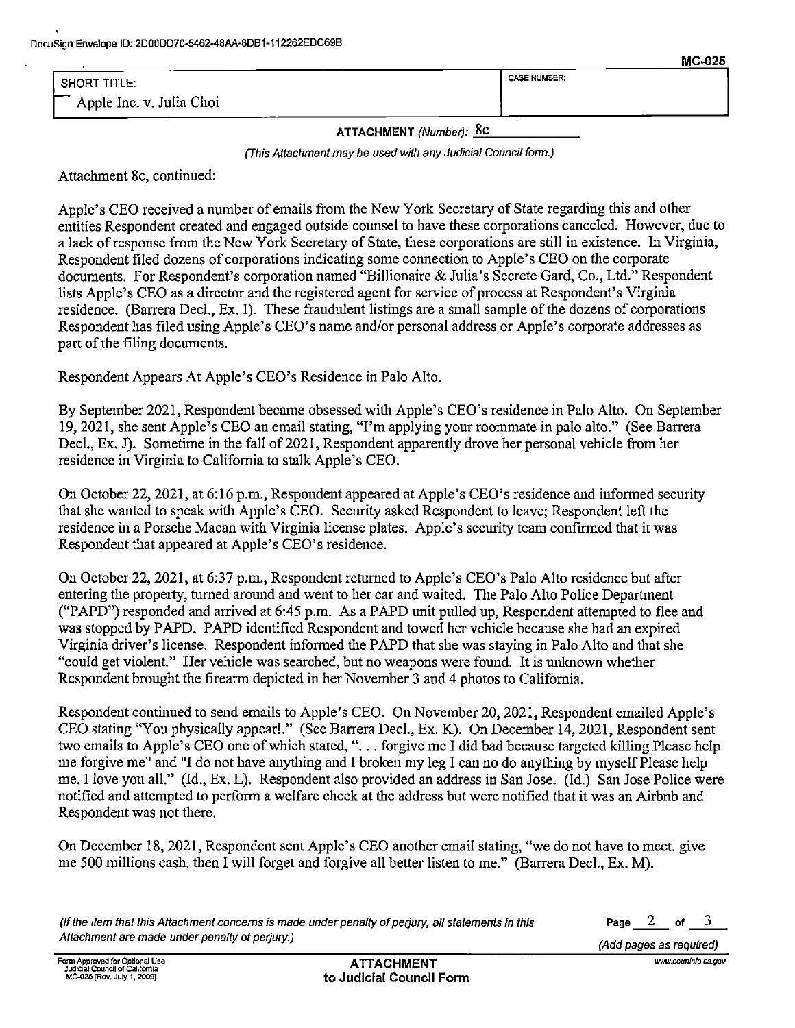DocuSign Envelope ID: 2D00DD70-5462-48AA-8DB1-112262EDC69B

MC-025

| SHORT TITLE: | CASE NUMBER: |
|---|---|
| Apple Inc. v. Julia Choi | |

ATTACHMENT *(Number)*: 8c

*(This Attachment may be used with any Judicial Council form.)*

Attachment 8c, continued:

Apple's CEO received a number of emails from the New York Secretary of State regarding this and other entities Respondent created and engaged outside counsel to have these corporations canceled. However, due to a lack of response from the New York Secretary of State, these corporations are still in existence. In Virginia, Respondent filed dozens of corporations indicating some connection to Apple's CEO on the corporate documents. For Respondent's corporation named "Billionaire & Julia's Secrete Gard, Co., Ltd." Respondent lists Apple's CEO as a director and the registered agent for service of process at Respondent's Virginia residence. (Barrera Decl., Ex. I). These fraudulent listings are a small sample of the dozens of corporations Respondent has filed using Apple's CEO's name and/or personal address or Apple's corporate addresses as part of the filing documents.

Respondent Appears At Apple's CEO's Residence in Palo Alto.

By September 2021, Respondent became obsessed with Apple's CEO's residence in Palo Alto. On September 19, 2021, she sent Apple's CEO an email stating, "I'm applying your roommate in palo alto." (See Barrera Decl., Ex. J). Sometime in the fall of 2021, Respondent apparently drove her personal vehicle from her residence in Virginia to California to stalk Apple's CEO.

On October 22, 2021, at 6:16 p.m., Respondent appeared at Apple's CEO's residence and informed security that she wanted to speak with Apple's CEO. Security asked Respondent to leave; Respondent left the residence in a Porsche Macan with Virginia license plates. Apple's security team confirmed that it was Respondent that appeared at Apple's CEO's residence.

On October 22, 2021, at 6:37 p.m., Respondent returned to Apple's CEO's Palo Alto residence but after entering the property, turned around and went to her car and waited. The Palo Alto Police Department ("PAPD") responded and arrived at 6:45 p.m. As a PAPD unit pulled up, Respondent attempted to flee and was stopped by PAPD. PAPD identified Respondent and towed her vehicle because she had an expired Virginia driver's license. Respondent informed the PAPD that she was staying in Palo Alto and that she "could get violent." Her vehicle was searched, but no weapons were found. It is unknown whether Respondent brought the firearm depicted in her November 3 and 4 photos to California.

Respondent continued to send emails to Apple's CEO. On November 20, 2021, Respondent emailed Apple's CEO stating "You physically appear!." (See Barrera Decl., Ex. K). On December 14, 2021, Respondent sent two emails to Apple's CEO one of which stated, ". . . forgive me I did bad because targeted killing Please help me forgive me" and "I do not have anything and I broken my leg I can no do anything by myself Please help me. I love you all." (Id., Ex. L). Respondent also provided an address in San Jose. (Id.) San Jose Police were notified and attempted to perform a welfare check at the address but were notified that it was an Airbnb and Respondent was not there.

On December 18, 2021, Respondent sent Apple's CEO another email stating, "we do not have to meet. give me 500 millions cash. then I will forget and forgive all better listen to me." (Barrera Decl., Ex. M).

*(If the item that this Attachment concerns is made under penalty of perjury, all statements in this Attachment are made under penalty of perjury.)*

Page 2 of 3

*(Add pages as required)*

Form Approved for Optional Use Judicial Council of California MC-025 [Rev. July 1, 2009]

**ATTACHMENT to Judicial Council Form**

www.courtinfo.ca.gov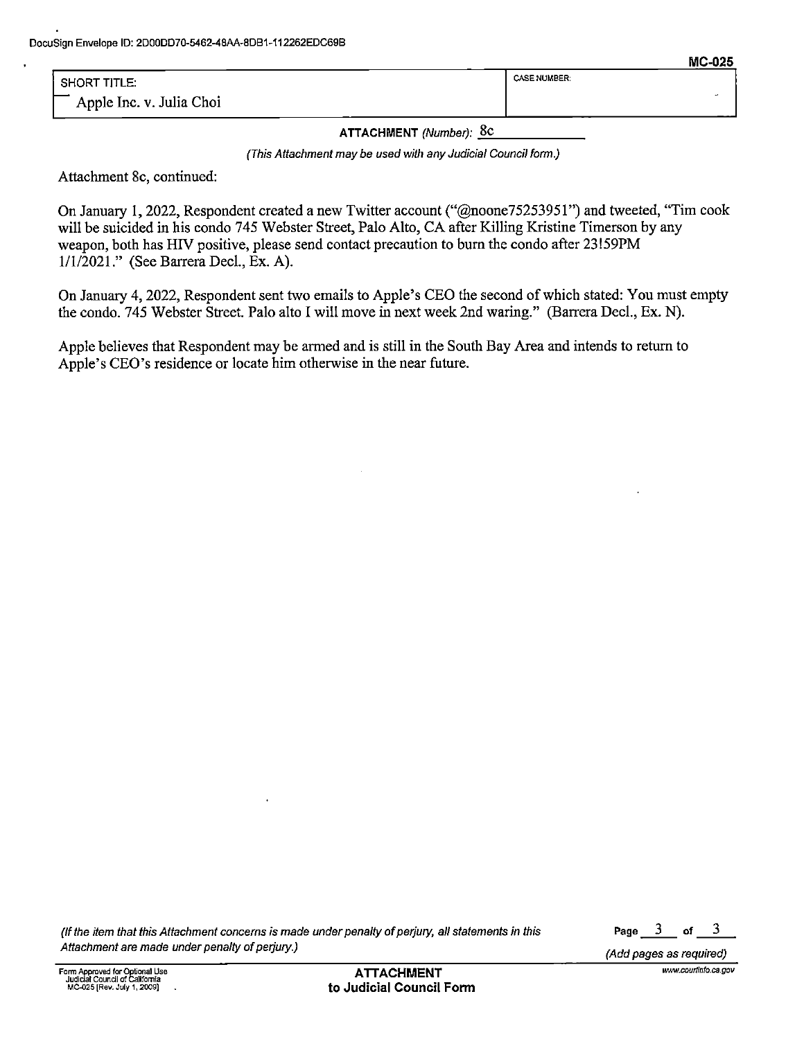DocuSign Envelope ID: 2D00DD70-5462-48AA-8DB1-112262EDC69B

MC-025

| SHORT TITLE: | CASE NUMBER: |
| --- | --- |
| Apple Inc. v. Julia Choi | |

**ATTACHMENT** *(Number)*: 8c

*(This Attachment may be used with any Judicial Council form.)*

Attachment 8c, continued:

On January 1, 2022, Respondent created a new Twitter account ("@noone75253951") and tweeted, "Tim cook will be suicided in his condo 745 Webster Street, Palo Alto, CA after Killing Kristine Timerson by any weapon, both has HIV positive, please send contact precaution to burn the condo after 23!59PM 1/1/2021." (See Barrera Decl., Ex. A).

On January 4, 2022, Respondent sent two emails to Apple's CEO the second of which stated: You must empty the condo. 745 Webster Street. Palo alto I will move in next week 2nd waring." (Barrera Decl., Ex. N).

Apple believes that Respondent may be armed and is still in the South Bay Area and intends to return to Apple's CEO's residence or locate him otherwise in the near future.

*(If the item that this Attachment concerns is made under penalty of perjury, all statements in this Attachment are made under penalty of perjury.)*

*(Add pages as required)*

Form Approved for Optional Use
Judicial Council of California
MC-025 [Rev. July 1, 2009]

**ATTACHMENT to Judicial Council Form**

www.courtinfo.ca.gov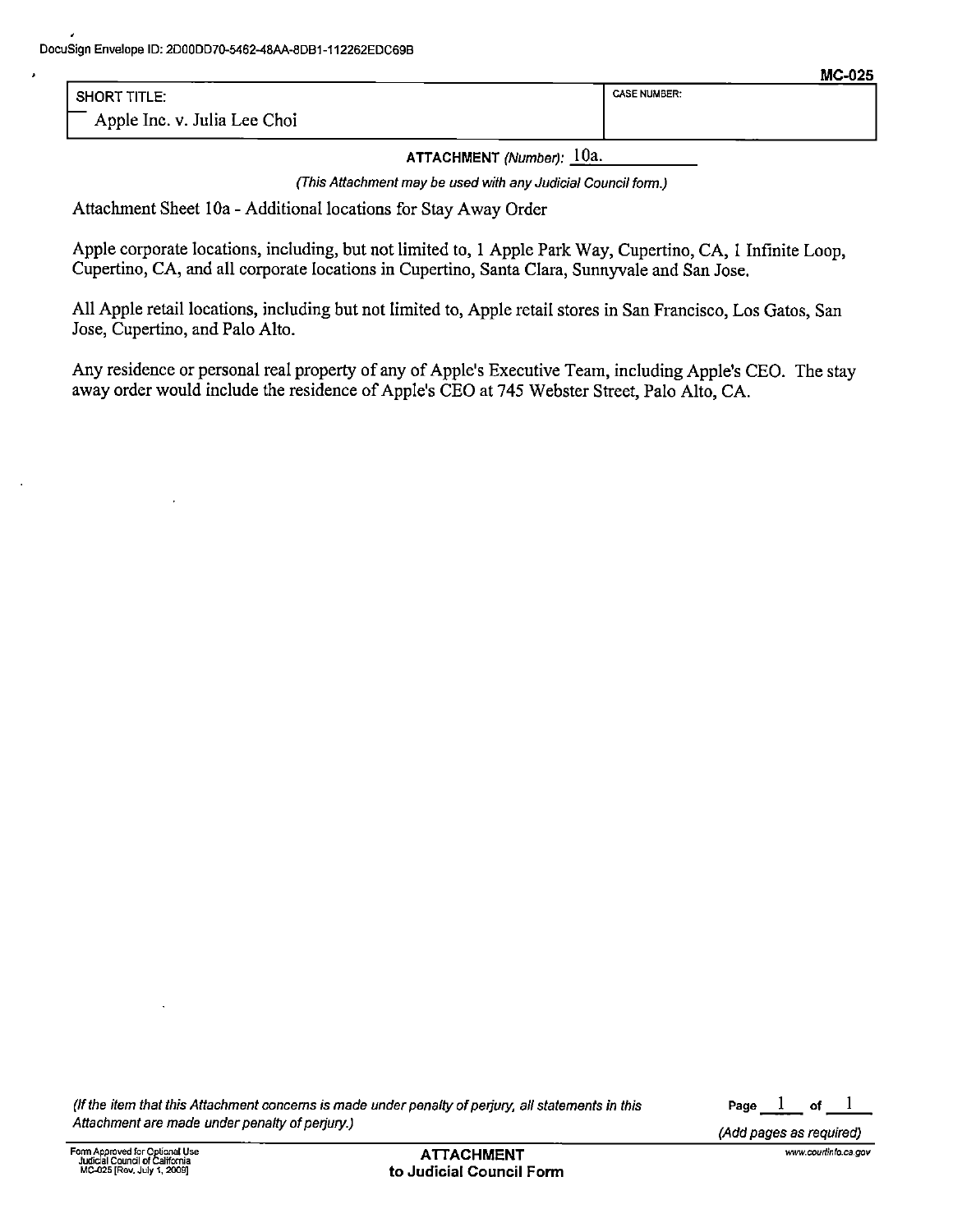DocuSign Envelope ID: 2D00DD70-5462-48AA-8DB1-112262EDC69B

MC-025

| SHORT TITLE: | CASE NUMBER: |
| --- | --- |
| Apple Inc. v. Julia Lee Choi | |

**ATTACHMENT** *(Number):* 10a.

*(This Attachment may be used with any Judicial Council form.)*

Attachment Sheet 10a - Additional locations for Stay Away Order

Apple corporate locations, including, but not limited to, 1 Apple Park Way, Cupertino, CA, 1 Infinite Loop, Cupertino, CA, and all corporate locations in Cupertino, Santa Clara, Sunnyvale and San Jose.

All Apple retail locations, including but not limited to, Apple retail stores in San Francisco, Los Gatos, San Jose, Cupertino, and Palo Alto.

Any residence or personal real property of any of Apple's Executive Team, including Apple's CEO. The stay away order would include the residence of Apple's CEO at 745 Webster Street, Palo Alto, CA.

*(If the item that this Attachment concerns is made under penalty of perjury, all statements in this Attachment are made under penalty of perjury.)*

Page 1 of 1

*(Add pages as required)*

Form Approved for Optional Use
Judicial Council of California
MC-025 [Rev. July 1, 2009]

**ATTACHMENT**
**to Judicial Council Form**

www.courtinfo.ca.gov